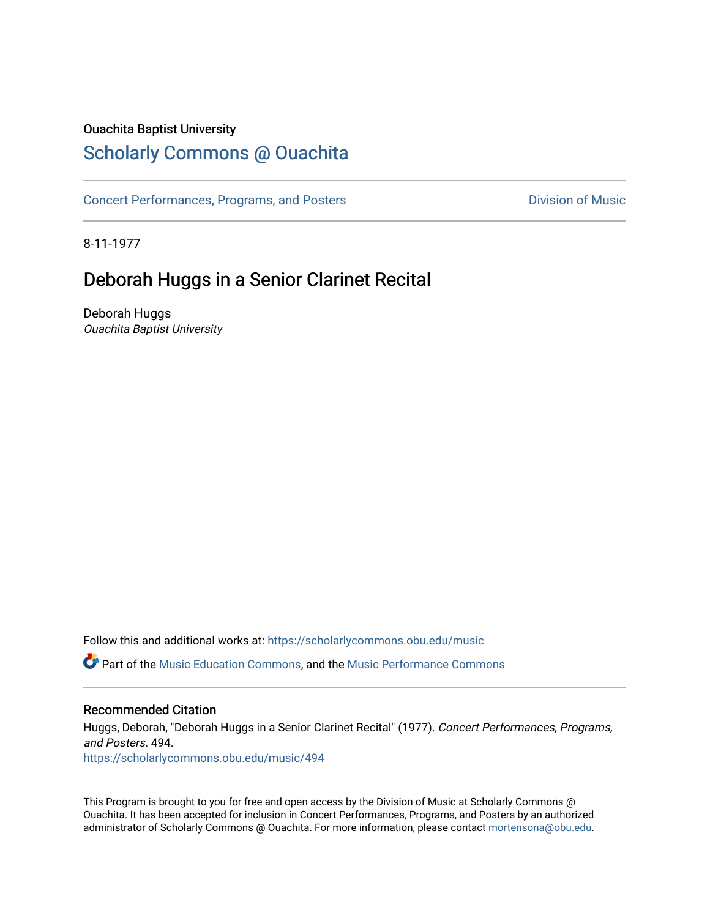Ouachita Baptist University

# Scholarly Commons @ Ouachita

Concert Performances, Programs, and Posters

Division of Music

8-11-1977

## Deborah Huggs in a Senior Clarinet Recital

Deborah Huggs
*Ouachita Baptist University*

Follow this and additional works at: https://scholarlycommons.obu.edu/music

Part of the Music Education Commons, and the Music Performance Commons

### Recommended Citation

Huggs, Deborah, "Deborah Huggs in a Senior Clarinet Recital" (1977). *Concert Performances, Programs, and Posters*. 494.
https://scholarlycommons.obu.edu/music/494

This Program is brought to you for free and open access by the Division of Music at Scholarly Commons @ Ouachita. It has been accepted for inclusion in Concert Performances, Programs, and Posters by an authorized administrator of Scholarly Commons @ Ouachita. For more information, please contact mortensona@obu.edu.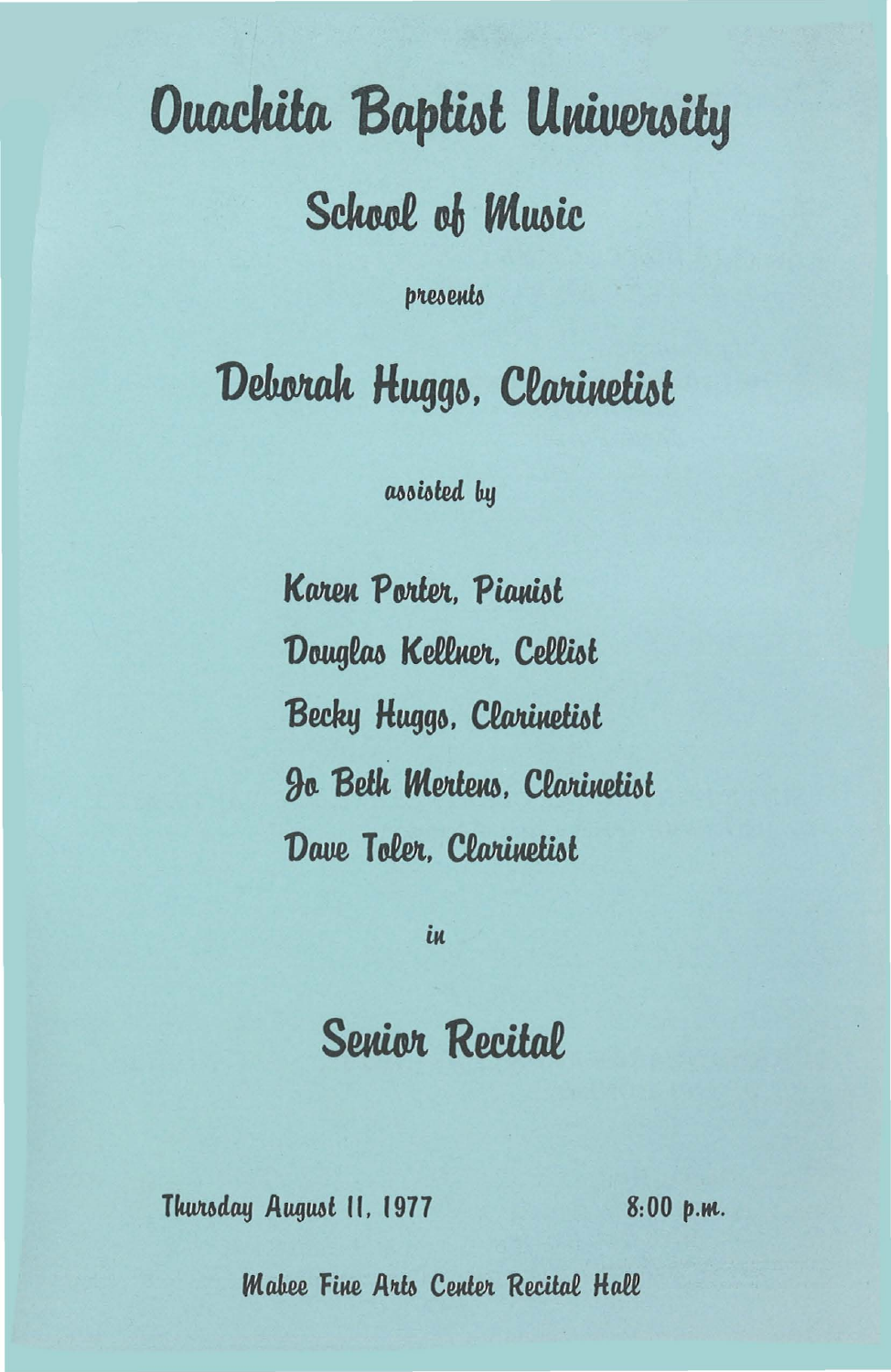# Ouachita Baptist University

## School of Music

*presents*

## Deborah Huggs, Clarinetist

*assisted by*

Karen Porter, Pianist

Douglas Kellner, Cellist

Becky Huggs, Clarinetist

Jo Beth Mertens, Clarinetist

Dave Toler, Clarinetist

*in*

## Senior Recital

Thursday August 11, 1977 8:00 p.m.

Mabee Fine Arts Center Recital Hall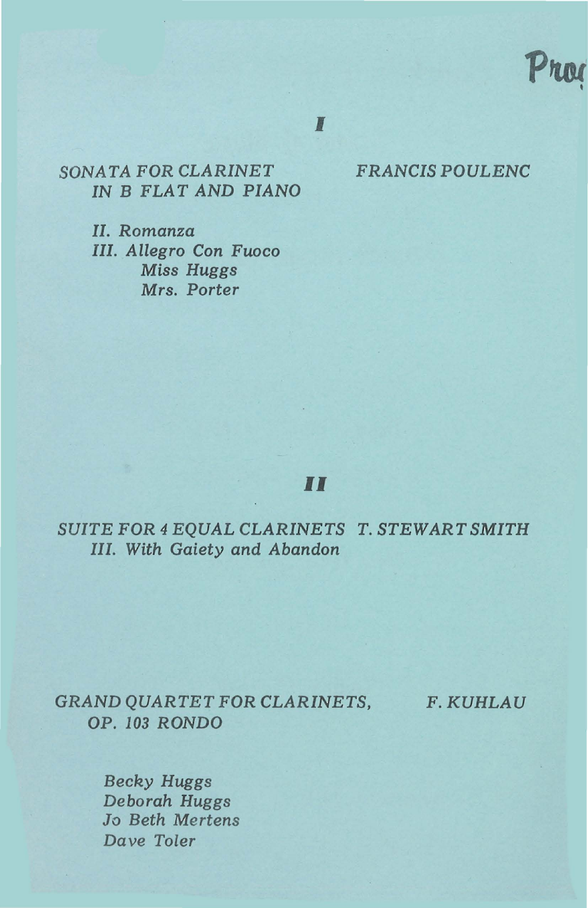Prog

# I

*SONATA FOR CLARINET IN B FLAT AND PIANO* — *FRANCIS POULENC*

*II. Romanza*
*III. Allegro Con Fuoco*
*Miss Huggs*
*Mrs. Porter*

# II

*SUITE FOR 4 EQUAL CLARINETS* — *T. STEWART SMITH*
*III. With Gaiety and Abandon*

*GRAND QUARTET FOR CLARINETS, OP. 103 RONDO* — *F. KUHLAU*

*Becky Huggs*
*Deborah Huggs*
*Jo Beth Mertens*
*Dave Toler*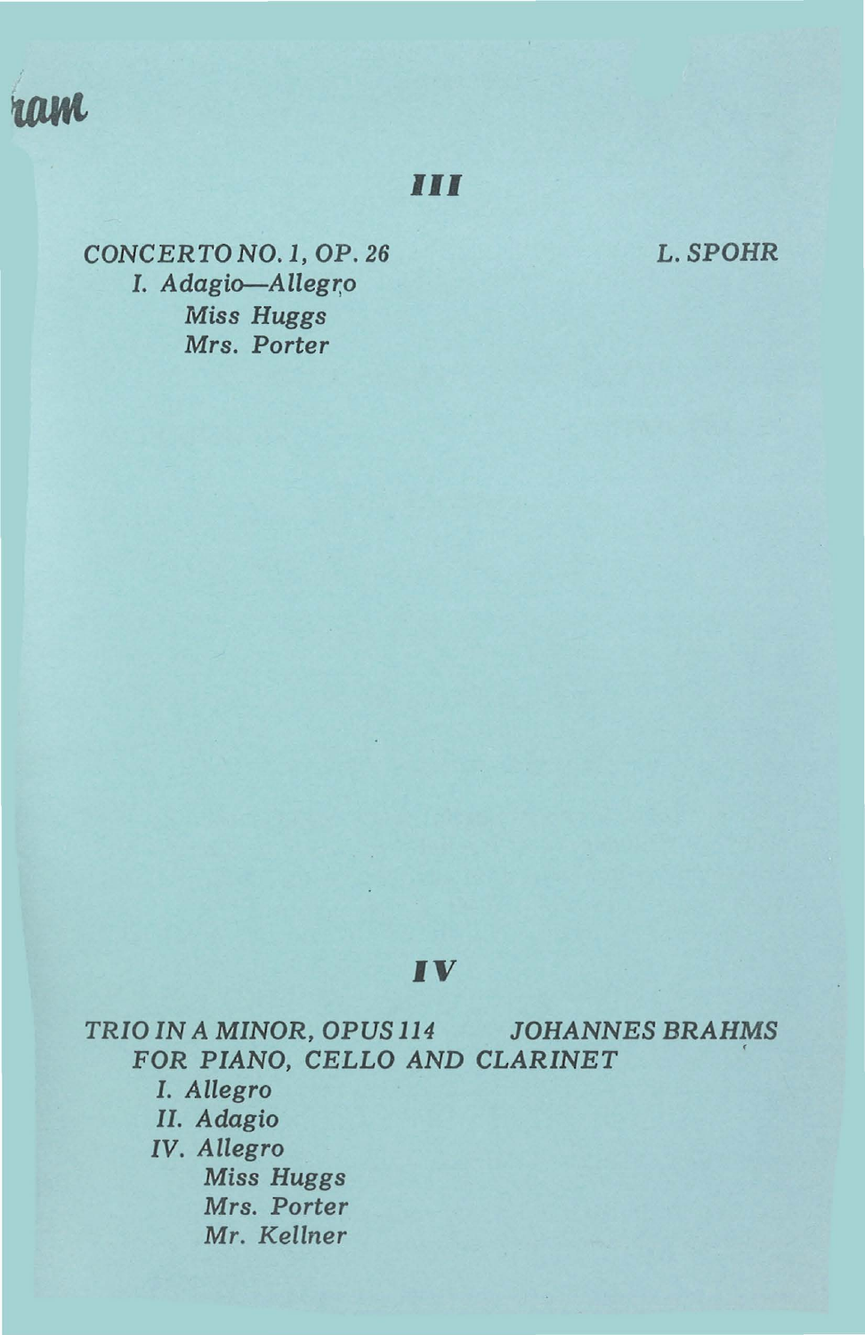ram

## III

*CONCERTO NO. 1, OP. 26* — *L. SPOHR*

*I. Adagio—Allegro*

*Miss Huggs*
*Mrs. Porter*

## IV

*TRIO IN A MINOR, OPUS 114* — *JOHANNES BRAHMS*
*FOR PIANO, CELLO AND CLARINET*

*I. Allegro*
*II. Adagio*
*IV. Allegro*

*Miss Huggs*
*Mrs. Porter*
*Mr. Kellner*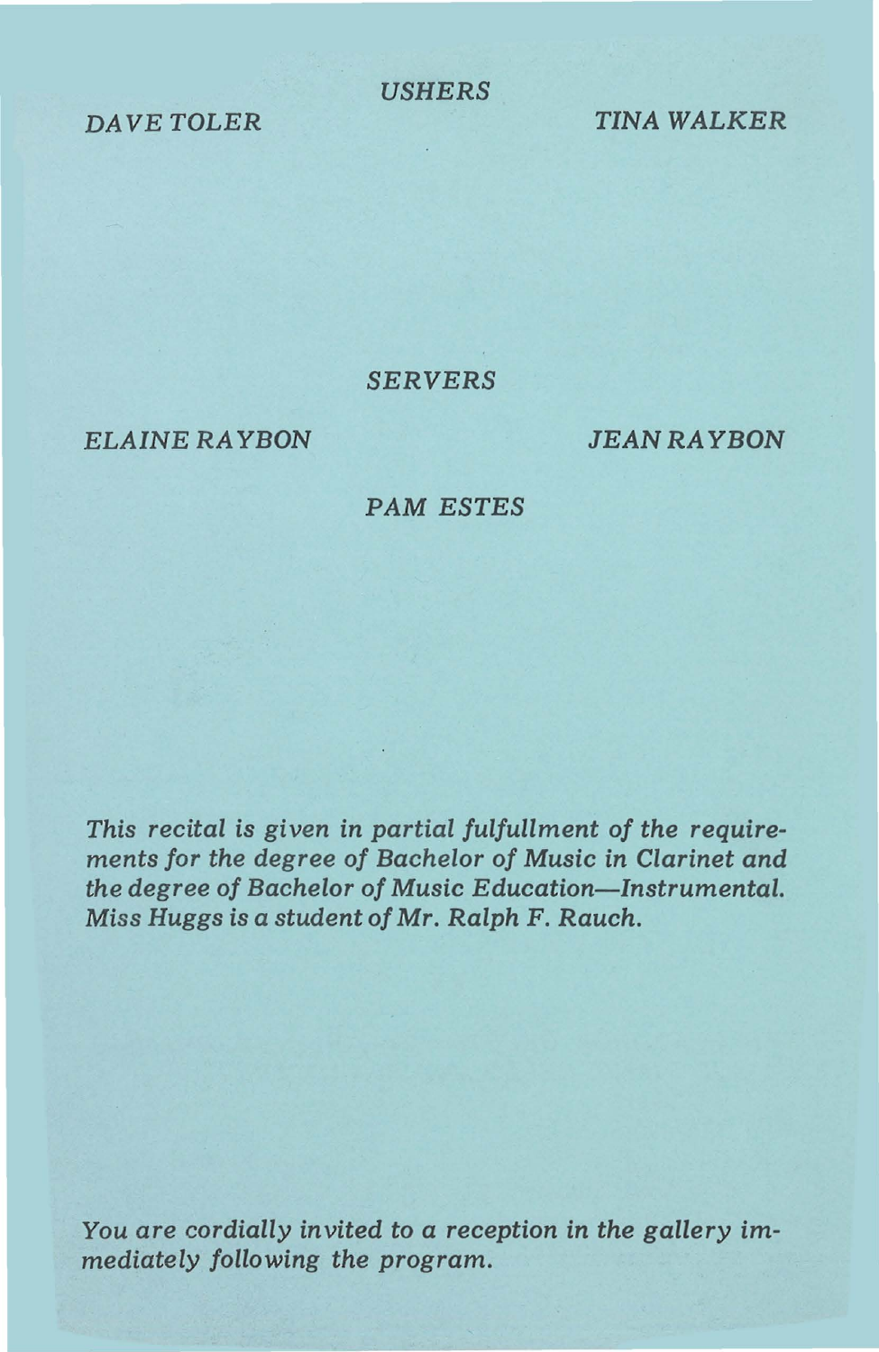*USHERS*

*DAVE TOLER* *TINA WALKER*

*SERVERS*

*ELAINE RAYBON* *JEAN RAYBON*

*PAM ESTES*

*This recital is given in partial fulfullment of the requirements for the degree of Bachelor of Music in Clarinet and the degree of Bachelor of Music Education—Instrumental. Miss Huggs is a student of Mr. Ralph F. Rauch.*

*You are cordially invited to a reception in the gallery immediately following the program.*